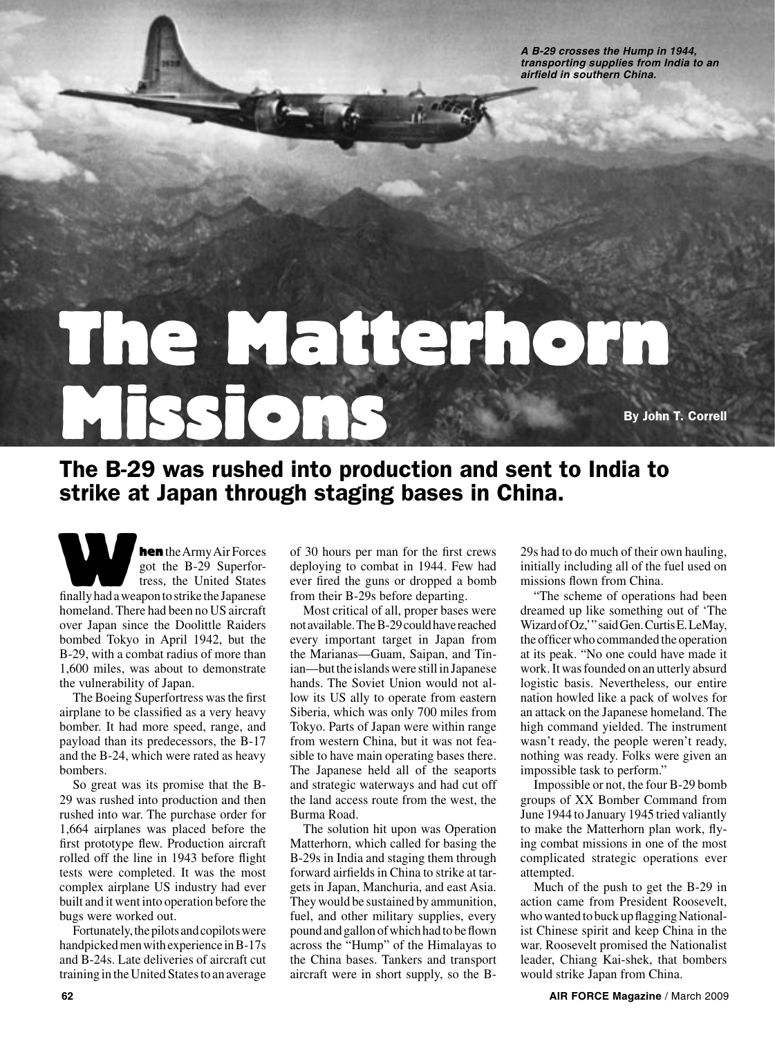*A B-29 crosses the Hump in 1944, transporting supplies from India to an airfield in southern China.*

# The Matterhorn Missions

By John T. Correll

## The B-29 was rushed into production and sent to India to strike at Japan through staging bases in China.

**When** the Army Air Forces got the B-29 Superfortress, the United States finally had a weapon to strike the Japanese homeland. There had been no US aircraft over Japan since the Doolittle Raiders bombed Tokyo in April 1942, but the B-29, with a combat radius of more than 1,600 miles, was about to demonstrate the vulnerability of Japan.

The Boeing Superfortress was the first airplane to be classified as a very heavy bomber. It had more speed, range, and payload than its predecessors, the B-17 and the B-24, which were rated as heavy bombers.

So great was its promise that the B-29 was rushed into production and then rushed into war. The purchase order for 1,664 airplanes was placed before the first prototype flew. Production aircraft rolled off the line in 1943 before flight tests were completed. It was the most complex airplane US industry had ever built and it went into operation before the bugs were worked out.

Fortunately, the pilots and copilots were handpicked men with experience in B-17s and B-24s. Late deliveries of aircraft cut training in the United States to an average of 30 hours per man for the first crews deploying to combat in 1944. Few had ever fired the guns or dropped a bomb from their B-29s before departing.

Most critical of all, proper bases were not available. The B-29 could have reached every important target in Japan from the Marianas—Guam, Saipan, and Tinian—but the islands were still in Japanese hands. The Soviet Union would not allow its US ally to operate from eastern Siberia, which was only 700 miles from Tokyo. Parts of Japan were within range from western China, but it was not feasible to have main operating bases there. The Japanese held all of the seaports and strategic waterways and had cut off the land access route from the west, the Burma Road.

The solution hit upon was Operation Matterhorn, which called for basing the B-29s in India and staging them through forward airfields in China to strike at targets in Japan, Manchuria, and east Asia. They would be sustained by ammunition, fuel, and other military supplies, every pound and gallon of which had to be flown across the "Hump" of the Himalayas to the China bases. Tankers and transport aircraft were in short supply, so the B-29s had to do much of their own hauling, initially including all of the fuel used on missions flown from China.

"The scheme of operations had been dreamed up like something out of 'The Wizard of Oz,'" said Gen. Curtis E. LeMay, the officer who commanded the operation at its peak. "No one could have made it work. It was founded on an utterly absurd logistic basis. Nevertheless, our entire nation howled like a pack of wolves for an attack on the Japanese homeland. The high command yielded. The instrument wasn't ready, the people weren't ready, nothing was ready. Folks were given an impossible task to perform."

Impossible or not, the four B-29 bomb groups of XX Bomber Command from June 1944 to January 1945 tried valiantly to make the Matterhorn plan work, flying combat missions in one of the most complicated strategic operations ever attempted.

Much of the push to get the B-29 in action came from President Roosevelt, who wanted to buck up flagging Nationalist Chinese spirit and keep China in the war. Roosevelt promised the Nationalist leader, Chiang Kai-shek, that bombers would strike Japan from China.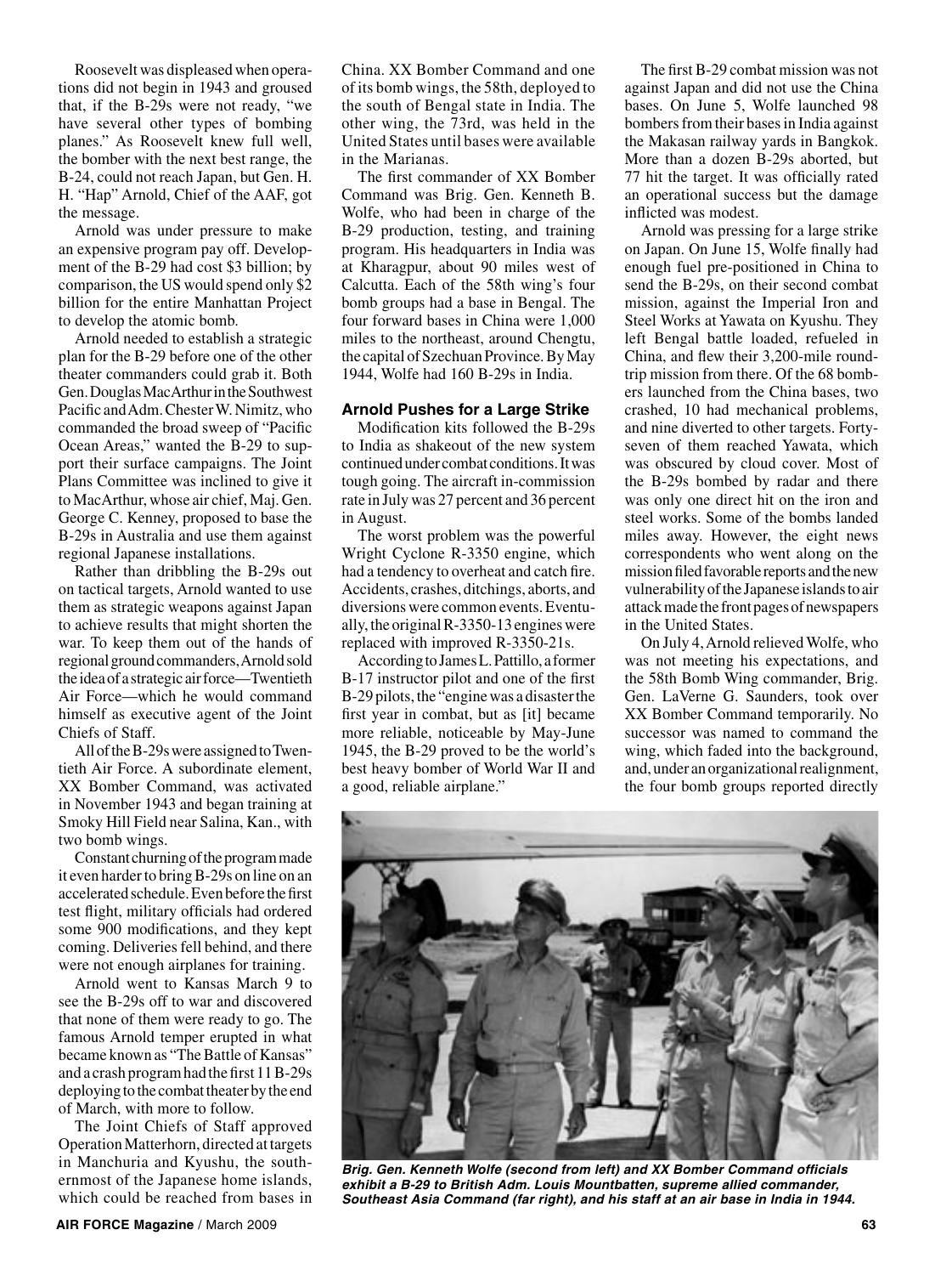Roosevelt was displeased when operations did not begin in 1943 and groused that, if the B-29s were not ready, "we have several other types of bombing planes." As Roosevelt knew full well, the bomber with the next best range, the B-24, could not reach Japan, but Gen. H. H. "Hap" Arnold, Chief of the AAF, got the message.

Arnold was under pressure to make an expensive program pay off. Development of the B-29 had cost $3 billion; by comparison, the US would spend only $2 billion for the entire Manhattan Project to develop the atomic bomb.

Arnold needed to establish a strategic plan for the B-29 before one of the other theater commanders could grab it. Both Gen. Douglas MacArthur in the Southwest Pacific and Adm. Chester W. Nimitz, who commanded the broad sweep of "Pacific Ocean Areas," wanted the B-29 to support their surface campaigns. The Joint Plans Committee was inclined to give it to MacArthur, whose air chief, Maj. Gen. George C. Kenney, proposed to base the B-29s in Australia and use them against regional Japanese installations.

Rather than dribbling the B-29s out on tactical targets, Arnold wanted to use them as strategic weapons against Japan to achieve results that might shorten the war. To keep them out of the hands of regional ground commanders, Arnold sold the idea of a strategic air force—Twentieth Air Force—which he would command himself as executive agent of the Joint Chiefs of Staff.

All of the B-29s were assigned to Twentieth Air Force. A subordinate element, XX Bomber Command, was activated in November 1943 and began training at Smoky Hill Field near Salina, Kan., with two bomb wings.

Constant churning of the program made it even harder to bring B-29s on line on an accelerated schedule. Even before the first test flight, military officials had ordered some 900 modifications, and they kept coming. Deliveries fell behind, and there were not enough airplanes for training.

Arnold went to Kansas March 9 to see the B-29s off to war and discovered that none of them were ready to go. The famous Arnold temper erupted in what became known as "The Battle of Kansas" and a crash program had the first 11 B-29s deploying to the combat theater by the end of March, with more to follow.

The Joint Chiefs of Staff approved Operation Matterhorn, directed at targets in Manchuria and Kyushu, the southernmost of the Japanese home islands, which could be reached from bases in China. XX Bomber Command and one of its bomb wings, the 58th, deployed to the south of Bengal state in India. The other wing, the 73rd, was held in the United States until bases were available in the Marianas.

The first commander of XX Bomber Command was Brig. Gen. Kenneth B. Wolfe, who had been in charge of the B-29 production, testing, and training program. His headquarters in India was at Kharagpur, about 90 miles west of Calcutta. Each of the 58th wing's four bomb groups had a base in Bengal. The four forward bases in China were 1,000 miles to the northeast, around Chengtu, the capital of Szechuan Province. By May 1944, Wolfe had 160 B-29s in India.

### Arnold Pushes for a Large Strike

Modification kits followed the B-29s to India as shakeout of the new system continued under combat conditions. It was tough going. The aircraft in-commission rate in July was 27 percent and 36 percent in August.

The worst problem was the powerful Wright Cyclone R-3350 engine, which had a tendency to overheat and catch fire. Accidents, crashes, ditchings, aborts, and diversions were common events. Eventually, the original R-3350-13 engines were replaced with improved R-3350-21s.

According to James L. Pattillo, a former B-17 instructor pilot and one of the first B-29 pilots, the "engine was a disaster the first year in combat, but as [it] became more reliable, noticeable by May-June 1945, the B-29 proved to be the world's best heavy bomber of World War II and a good, reliable airplane."

The first B-29 combat mission was not against Japan and did not use the China bases. On June 5, Wolfe launched 98 bombers from their bases in India against the Makasan railway yards in Bangkok. More than a dozen B-29s aborted, but 77 hit the target. It was officially rated an operational success but the damage inflicted was modest.

Arnold was pressing for a large strike on Japan. On June 15, Wolfe finally had enough fuel pre-positioned in China to send the B-29s, on their second combat mission, against the Imperial Iron and Steel Works at Yawata on Kyushu. They left Bengal battle loaded, refueled in China, and flew their 3,200-mile round-trip mission from there. Of the 68 bombers launched from the China bases, two crashed, 10 had mechanical problems, and nine diverted to other targets. Forty-seven of them reached Yawata, which was obscured by cloud cover. Most of the B-29s bombed by radar and there was only one direct hit on the iron and steel works. Some of the bombs landed miles away. However, the eight news correspondents who went along on the mission filed favorable reports and the new vulnerability of the Japanese islands to air attack made the front pages of newspapers in the United States.

On July 4, Arnold relieved Wolfe, who was not meeting his expectations, and the 58th Bomb Wing commander, Brig. Gen. LaVerne G. Saunders, took over XX Bomber Command temporarily. No successor was named to command the wing, which faded into the background, and, under an organizational realignment, the four bomb groups reported directly

*Brig. Gen. Kenneth Wolfe (second from left) and XX Bomber Command officials exhibit a B-29 to British Adm. Louis Mountbatten, supreme allied commander, Southeast Asia Command (far right), and his staff at an air base in India in 1944.*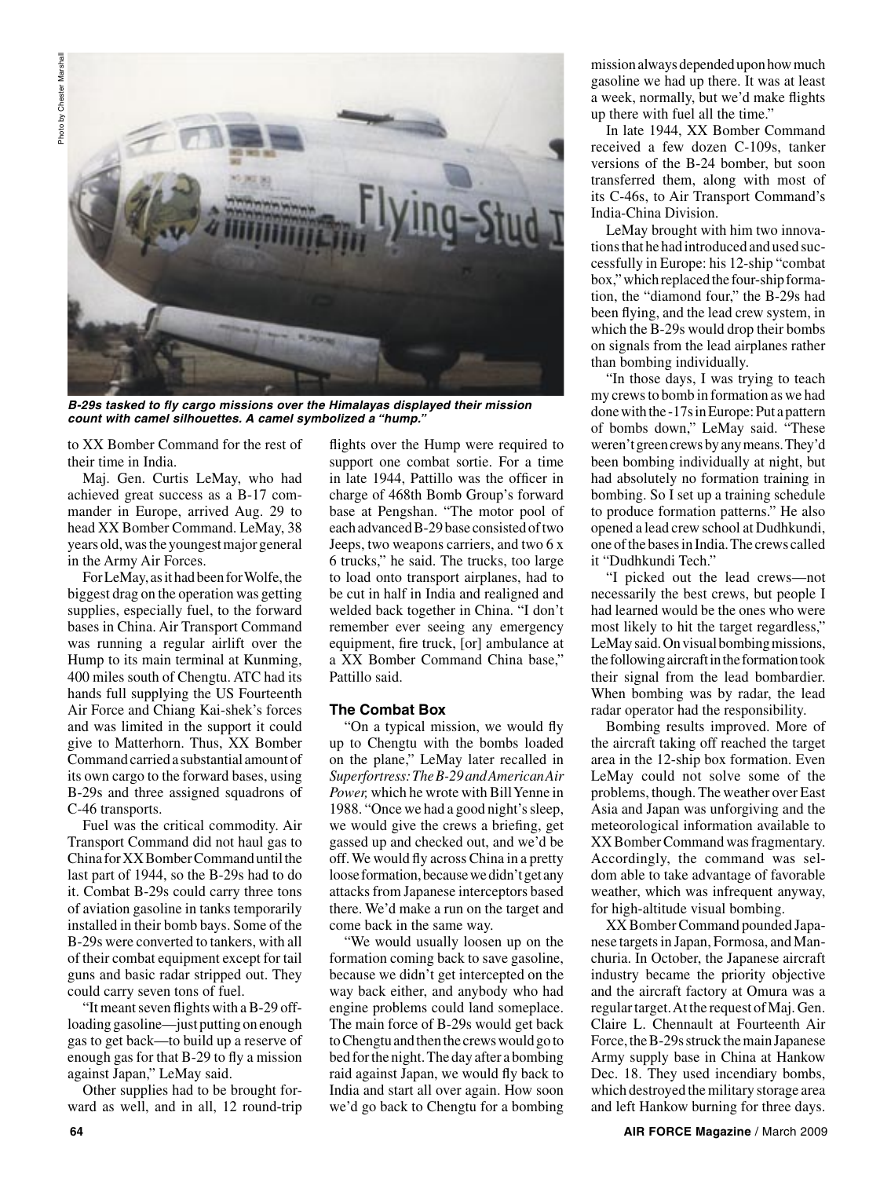B-29s tasked to fly cargo missions over the Himalayas displayed their mission count with camel silhouettes. A camel symbolized a "hump."

to XX Bomber Command for the rest of their time in India.

Maj. Gen. Curtis LeMay, who had achieved great success as a B-17 commander in Europe, arrived Aug. 29 to head XX Bomber Command. LeMay, 38 years old, was the youngest major general in the Army Air Forces.

For LeMay, as it had been for Wolfe, the biggest drag on the operation was getting supplies, especially fuel, to the forward bases in China. Air Transport Command was running a regular airlift over the Hump to its main terminal at Kunming, 400 miles south of Chengtu. ATC had its hands full supplying the US Fourteenth Air Force and Chiang Kai-shek's forces and was limited in the support it could give to Matterhorn. Thus, XX Bomber Command carried a substantial amount of its own cargo to the forward bases, using B-29s and three assigned squadrons of C-46 transports.

Fuel was the critical commodity. Air Transport Command did not haul gas to China for XX Bomber Command until the last part of 1944, so the B-29s had to do it. Combat B-29s could carry three tons of aviation gasoline in tanks temporarily installed in their bomb bays. Some of the B-29s were converted to tankers, with all of their combat equipment except for tail guns and basic radar stripped out. They could carry seven tons of fuel.

"It meant seven flights with a B-29 offloading gasoline—just putting on enough gas to get back—to build up a reserve of enough gas for that B-29 to fly a mission against Japan," LeMay said.

Other supplies had to be brought forward as well, and in all, 12 round-trip flights over the Hump were required to support one combat sortie. For a time in late 1944, Pattillo was the officer in charge of 468th Bomb Group's forward base at Pengshan. "The motor pool of each advanced B-29 base consisted of two Jeeps, two weapons carriers, and two 6 x 6 trucks," he said. The trucks, too large to load onto transport airplanes, had to be cut in half in India and realigned and welded back together in China. "I don't remember ever seeing any emergency equipment, fire truck, [or] ambulance at a XX Bomber Command China base," Pattillo said.

### The Combat Box

"On a typical mission, we would fly up to Chengtu with the bombs loaded on the plane," LeMay later recalled in *Superfortress: The B-29 and American Air Power,* which he wrote with Bill Yenne in 1988. "Once we had a good night's sleep, we would give the crews a briefing, get gassed up and checked out, and we'd be off. We would fly across China in a pretty loose formation, because we didn't get any attacks from Japanese interceptors based there. We'd make a run on the target and come back in the same way.

"We would usually loosen up on the formation coming back to save gasoline, because we didn't get intercepted on the way back either, and anybody who had engine problems could land someplace. The main force of B-29s would get back to Chengtu and then the crews would go to bed for the night. The day after a bombing raid against Japan, we would fly back to India and start all over again. How soon we'd go back to Chengtu for a bombing mission always depended upon how much gasoline we had up there. It was at least a week, normally, but we'd make flights up there with fuel all the time."

In late 1944, XX Bomber Command received a few dozen C-109s, tanker versions of the B-24 bomber, but soon transferred them, along with most of its C-46s, to Air Transport Command's India-China Division.

LeMay brought with him two innovations that he had introduced and used successfully in Europe: his 12-ship "combat box," which replaced the four-ship formation, the "diamond four," the B-29s had been flying, and the lead crew system, in which the B-29s would drop their bombs on signals from the lead airplanes rather than bombing individually.

"In those days, I was trying to teach my crews to bomb in formation as we had done with the -17s in Europe: Put a pattern of bombs down," LeMay said. "These weren't green crews by any means. They'd been bombing individually at night, but had absolutely no formation training in bombing. So I set up a training schedule to produce formation patterns." He also opened a lead crew school at Dudhkundi, one of the bases in India. The crews called it "Dudhkundi Tech."

"I picked out the lead crews—not necessarily the best crews, but people I had learned would be the ones who were most likely to hit the target regardless," LeMay said. On visual bombing missions, the following aircraft in the formation took their signal from the lead bombardier. When bombing was by radar, the lead radar operator had the responsibility.

Bombing results improved. More of the aircraft taking off reached the target area in the 12-ship box formation. Even LeMay could not solve some of the problems, though. The weather over East Asia and Japan was unforgiving and the meteorological information available to XX Bomber Command was fragmentary. Accordingly, the command was seldom able to take advantage of favorable weather, which was infrequent anyway, for high-altitude visual bombing.

XX Bomber Command pounded Japanese targets in Japan, Formosa, and Manchuria. In October, the Japanese aircraft industry became the priority objective and the aircraft factory at Omura was a regular target. At the request of Maj. Gen. Claire L. Chennault at Fourteenth Air Force, the B-29s struck the main Japanese Army supply base in China at Hankow Dec. 18. They used incendiary bombs, which destroyed the military storage area and left Hankow burning for three days.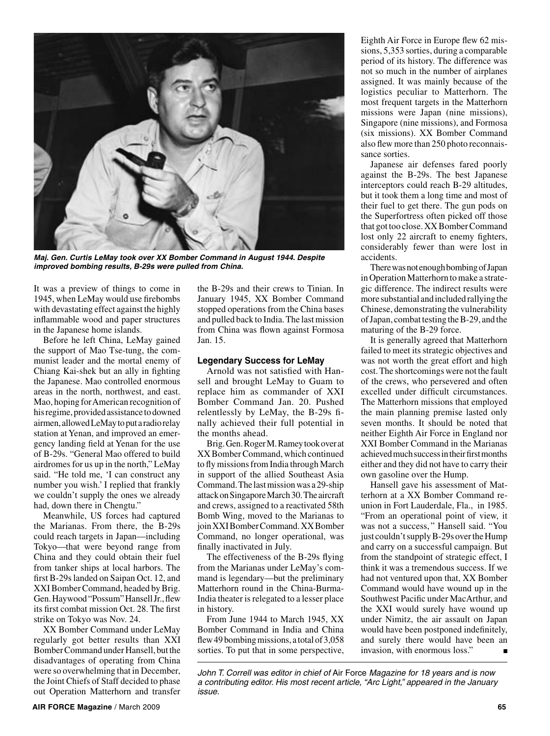*Maj. Gen. Curtis LeMay took over XX Bomber Command in August 1944. Despite improved bombing results, B-29s were pulled from China.*

It was a preview of things to come in 1945, when LeMay would use firebombs with devastating effect against the highly inflammable wood and paper structures in the Japanese home islands.

Before he left China, LeMay gained the support of Mao Tse-tung, the communist leader and the mortal enemy of Chiang Kai-shek but an ally in fighting the Japanese. Mao controlled enormous areas in the north, northwest, and east. Mao, hoping for American recognition of his regime, provided assistance to downed airmen, allowed LeMay to put a radio relay station at Yenan, and improved an emergency landing field at Yenan for the use of B-29s. "General Mao offered to build airdromes for us up in the north," LeMay said. "He told me, 'I can construct any number you wish.' I replied that frankly we couldn't supply the ones we already had, down there in Chengtu."

Meanwhile, US forces had captured the Marianas. From there, the B-29s could reach targets in Japan—including Tokyo—that were beyond range from China and they could obtain their fuel from tanker ships at local harbors. The first B-29s landed on Saipan Oct. 12, and XXI Bomber Command, headed by Brig. Gen. Haywood "Possum" Hansell Jr., flew its first combat mission Oct. 28. The first strike on Tokyo was Nov. 24.

XX Bomber Command under LeMay regularly got better results than XXI Bomber Command under Hansell, but the disadvantages of operating from China were so overwhelming that in December, the Joint Chiefs of Staff decided to phase out Operation Matterhorn and transfer the B-29s and their crews to Tinian. In January 1945, XX Bomber Command stopped operations from the China bases and pulled back to India. The last mission from China was flown against Formosa Jan. 15.

### Legendary Success for LeMay

Arnold was not satisfied with Hansell and brought LeMay to Guam to replace him as commander of XXI Bomber Command Jan. 20. Pushed relentlessly by LeMay, the B-29s finally achieved their full potential in the months ahead.

Brig. Gen. Roger M. Ramey took over at XX Bomber Command, which continued to fly missions from India through March in support of the allied Southeast Asia Command. The last mission was a 29-ship attack on Singapore March 30. The aircraft and crews, assigned to a reactivated 58th Bomb Wing, moved to the Marianas to join XXI Bomber Command. XX Bomber Command, no longer operational, was finally inactivated in July.

The effectiveness of the B-29s flying from the Marianas under LeMay's command is legendary—but the preliminary Matterhorn round in the China-Burma-India theater is relegated to a lesser place in history.

From June 1944 to March 1945, XX Bomber Command in India and China flew 49 bombing missions, a total of 3,058 sorties. To put that in some perspective, Eighth Air Force in Europe flew 62 missions, 5,353 sorties, during a comparable period of its history. The difference was not so much in the number of airplanes assigned. It was mainly because of the logistics peculiar to Matterhorn. The most frequent targets in the Matterhorn missions were Japan (nine missions), Singapore (nine missions), and Formosa (six missions). XX Bomber Command also flew more than 250 photo reconnaissance sorties.

Japanese air defenses fared poorly against the B-29s. The best Japanese interceptors could reach B-29 altitudes, but it took them a long time and most of their fuel to get there. The gun pods on the Superfortress often picked off those that got too close. XX Bomber Command lost only 22 aircraft to enemy fighters, considerably fewer than were lost in accidents.

There was not enough bombing of Japan in Operation Matterhorn to make a strategic difference. The indirect results were more substantial and included rallying the Chinese, demonstrating the vulnerability of Japan, combat testing the B-29, and the maturing of the B-29 force.

It is generally agreed that Matterhorn failed to meet its strategic objectives and was not worth the great effort and high cost. The shortcomings were not the fault of the crews, who persevered and often excelled under difficult circumstances. The Matterhorn missions that employed the main planning premise lasted only seven months. It should be noted that neither Eighth Air Force in England nor XXI Bomber Command in the Marianas achieved much success in their first months either and they did not have to carry their own gasoline over the Hump.

Hansell gave his assessment of Matterhorn at a XX Bomber Command reunion in Fort Lauderdale, Fla., in 1985. "From an operational point of view, it was not a success," Hansell said. "You just couldn't supply B-29s over the Hump and carry on a successful campaign. But from the standpoint of strategic effect, I think it was a tremendous success. If we had not ventured upon that, XX Bomber Command would have wound up in the Southwest Pacific under MacArthur, and the XXI would surely have wound up under Nimitz, the air assault on Japan would have been postponed indefinitely, and surely there would have been an invasion, with enormous loss." ■

---

*John T. Correll was editor in chief of* Air Force *Magazine for 18 years and is now a contributing editor. His most recent article, "Arc Light," appeared in the January issue.*